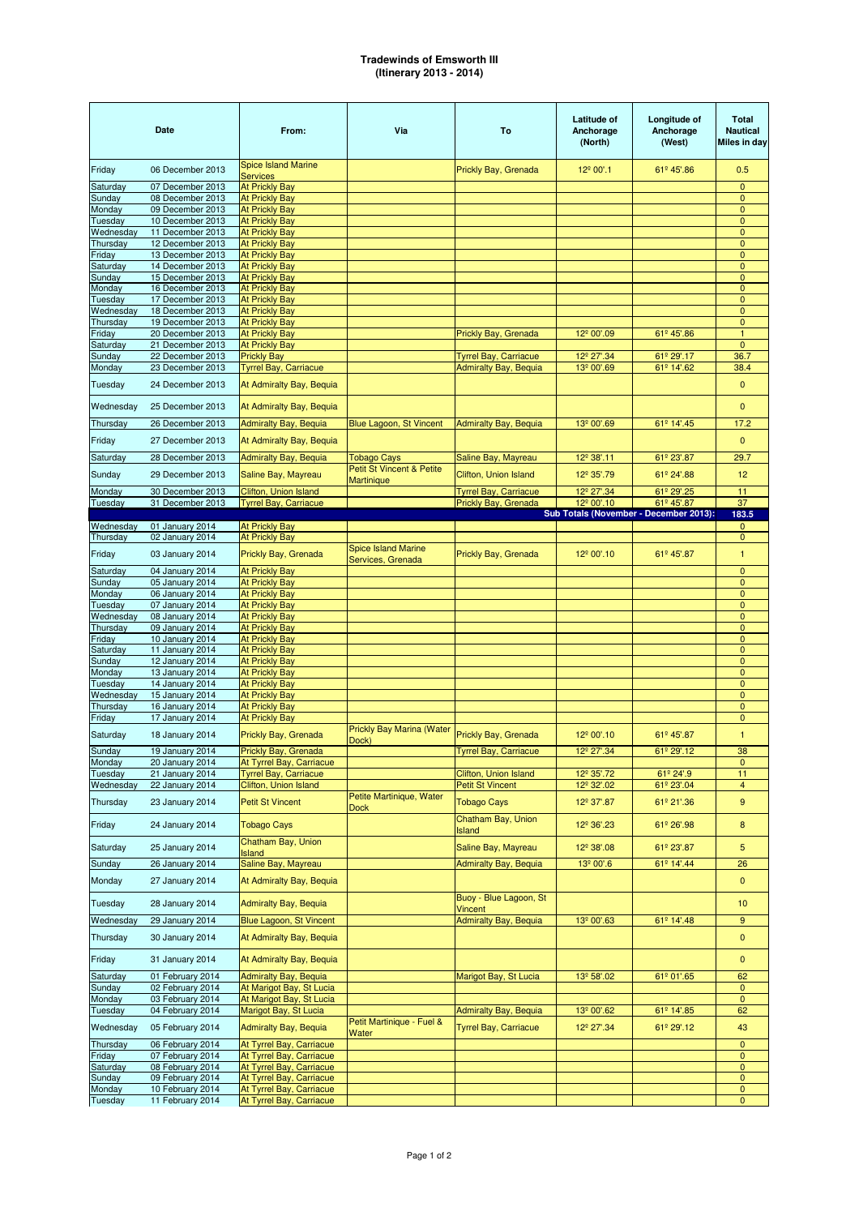**Tradewinds of Emsworth III**
**(Itinerary 2013 - 2014)**

| Date | | From: | Via | To | Latitude of Anchorage (North) | Longitude of Anchorage (West) | Total Nautical Miles in day |
|---|---|---|---|---|---|---|---|
| Friday | 06 December 2013 | Spice Island Marine Services | | Prickly Bay, Grenada | 12º 00'.1 | 61º 45'.86 | 0.5 |
| Saturday | 07 December 2013 | At Prickly Bay | | | | | 0 |
| Sunday | 08 December 2013 | At Prickly Bay | | | | | 0 |
| Monday | 09 December 2013 | At Prickly Bay | | | | | 0 |
| Tuesday | 10 December 2013 | At Prickly Bay | | | | | 0 |
| Wednesday | 11 December 2013 | At Prickly Bay | | | | | 0 |
| Thursday | 12 December 2013 | At Prickly Bay | | | | | 0 |
| Friday | 13 December 2013 | At Prickly Bay | | | | | 0 |
| Saturday | 14 December 2013 | At Prickly Bay | | | | | 0 |
| Sunday | 15 December 2013 | At Prickly Bay | | | | | 0 |
| Monday | 16 December 2013 | At Prickly Bay | | | | | 0 |
| Tuesday | 17 December 2013 | At Prickly Bay | | | | | 0 |
| Wednesday | 18 December 2013 | At Prickly Bay | | | | | 0 |
| Thursday | 19 December 2013 | At Prickly Bay | | | | | 0 |
| Friday | 20 December 2013 | At Prickly Bay | | Prickly Bay, Grenada | 12º 00'.09 | 61º 45'.86 | 1 |
| Saturday | 21 December 2013 | At Prickly Bay | | | | | 0 |
| Sunday | 22 December 2013 | Prickly Bay | | Tyrrel Bay, Carriacue | 12º 27'.34 | 61º 29'.17 | 36.7 |
| Monday | 23 December 2013 | Tyrrel Bay, Carriacue | | Admiralty Bay, Bequia | 13º 00'.69 | 61º 14'.62 | 38.4 |
| Tuesday | 24 December 2013 | At Admiralty Bay, Bequia | | | | | 0 |
| Wednesday | 25 December 2013 | At Admiralty Bay, Bequia | | | | | 0 |
| Thursday | 26 December 2013 | Admiralty Bay, Bequia | Blue Lagoon, St Vincent | Admiralty Bay, Bequia | 13º 00'.69 | 61º 14'.45 | 17.2 |
| Friday | 27 December 2013 | At Admiralty Bay, Bequia | | | | | 0 |
| Saturday | 28 December 2013 | Admiralty Bay, Bequia | Tobago Cays | Saline Bay, Mayreau | 12º 38'.11 | 61º 23'.87 | 29.7 |
| Sunday | 29 December 2013 | Saline Bay, Mayreau | Petit St Vincent & Petite Martinique | Clifton, Union Island | 12º 35'.79 | 61º 24'.88 | 12 |
| Monday | 30 December 2013 | Clifton, Union Island | | Tyrrel Bay, Carriacue | 12º 27'.34 | 61º 29'.25 | 11 |
| Tuesday | 31 December 2013 | Tyrrel Bay, Carriacue | | Prickly Bay, Grenada | 12º 00'.10 | 61º 45'.87 | 37 |
| | | | | | Sub Totals (November - December 2013): | | 183.5 |
| Wednesday | 01 January 2014 | At Prickly Bay | | | | | 0 |
| Thursday | 02 January 2014 | At Prickly Bay | | | | | 0 |
| Friday | 03 January 2014 | Prickly Bay, Grenada | Spice Island Marine Services, Grenada | Prickly Bay, Grenada | 12º 00'.10 | 61º 45'.87 | 1 |
| Saturday | 04 January 2014 | At Prickly Bay | | | | | 0 |
| Sunday | 05 January 2014 | At Prickly Bay | | | | | 0 |
| Monday | 06 January 2014 | At Prickly Bay | | | | | 0 |
| Tuesday | 07 January 2014 | At Prickly Bay | | | | | 0 |
| Wednesday | 08 January 2014 | At Prickly Bay | | | | | 0 |
| Thursday | 09 January 2014 | At Prickly Bay | | | | | 0 |
| Friday | 10 January 2014 | At Prickly Bay | | | | | 0 |
| Saturday | 11 January 2014 | At Prickly Bay | | | | | 0 |
| Sunday | 12 January 2014 | At Prickly Bay | | | | | 0 |
| Monday | 13 January 2014 | At Prickly Bay | | | | | 0 |
| Tuesday | 14 January 2014 | At Prickly Bay | | | | | 0 |
| Wednesday | 15 January 2014 | At Prickly Bay | | | | | 0 |
| Thursday | 16 January 2014 | At Prickly Bay | | | | | 0 |
| Friday | 17 January 2014 | At Prickly Bay | | | | | 0 |
| Saturday | 18 January 2014 | Prickly Bay, Grenada | Prickly Bay Marina (Water Dock) | Prickly Bay, Grenada | 12º 00'.10 | 61º 45'.87 | 1 |
| Sunday | 19 January 2014 | Prickly Bay, Grenada | | Tyrrel Bay, Carriacue | 12º 27'.34 | 61º 29'.12 | 38 |
| Monday | 20 January 2014 | At Tyrrel Bay, Carriacue | | | | | 0 |
| Tuesday | 21 January 2014 | Tyrrel Bay, Carriacue | | Clifton, Union Island | 12º 35'.72 | 61º 24'.9 | 11 |
| Wednesday | 22 January 2014 | Clifton, Union Island | | Petit St Vincent | 12º 32'.02 | 61º 23'.04 | 4 |
| Thursday | 23 January 2014 | Petit St Vincent | Petite Martinique, Water Dock | Tobago Cays | 12º 37'.87 | 61º 21'.36 | 9 |
| Friday | 24 January 2014 | Tobago Cays | | Chatham Bay, Union Island | 12º 36'.23 | 61º 26'.98 | 8 |
| Saturday | 25 January 2014 | Chatham Bay, Union Island | | Saline Bay, Mayreau | 12º 38'.08 | 61º 23'.87 | 5 |
| Sunday | 26 January 2014 | Saline Bay, Mayreau | | Admiralty Bay, Bequia | 13º 00'.6 | 61º 14'.44 | 26 |
| Monday | 27 January 2014 | At Admiralty Bay, Bequia | | | | | 0 |
| Tuesday | 28 January 2014 | Admiralty Bay, Bequia | | Buoy - Blue Lagoon, St Vincent | | | 10 |
| Wednesday | 29 January 2014 | Blue Lagoon, St Vincent | | Admiralty Bay, Bequia | 13º 00'.63 | 61º 14'.48 | 9 |
| Thursday | 30 January 2014 | At Admiralty Bay, Bequia | | | | | 0 |
| Friday | 31 January 2014 | At Admiralty Bay, Bequia | | | | | 0 |
| Saturday | 01 February 2014 | Admiralty Bay, Bequia | | Marigot Bay, St Lucia | 13º 58'.02 | 61º 01'.65 | 62 |
| Sunday | 02 February 2014 | At Marigot Bay, St Lucia | | | | | 0 |
| Monday | 03 February 2014 | At Marigot Bay, St Lucia | | | | | 0 |
| Tuesday | 04 February 2014 | Marigot Bay, St Lucia | | Admiralty Bay, Bequia | 13º 00'.62 | 61º 14'.85 | 62 |
| Wednesday | 05 February 2014 | Admiralty Bay, Bequia | Petit Martinique - Fuel & Water | Tyrrel Bay, Carriacue | 12º 27'.34 | 61º 29'.12 | 43 |
| Thursday | 06 February 2014 | At Tyrrel Bay, Carriacue | | | | | 0 |
| Friday | 07 February 2014 | At Tyrrel Bay, Carriacue | | | | | 0 |
| Saturday | 08 February 2014 | At Tyrrel Bay, Carriacue | | | | | 0 |
| Sunday | 09 February 2014 | At Tyrrel Bay, Carriacue | | | | | 0 |
| Monday | 10 February 2014 | At Tyrrel Bay, Carriacue | | | | | 0 |
| Tuesday | 11 February 2014 | At Tyrrel Bay, Carriacue | | | | | 0 |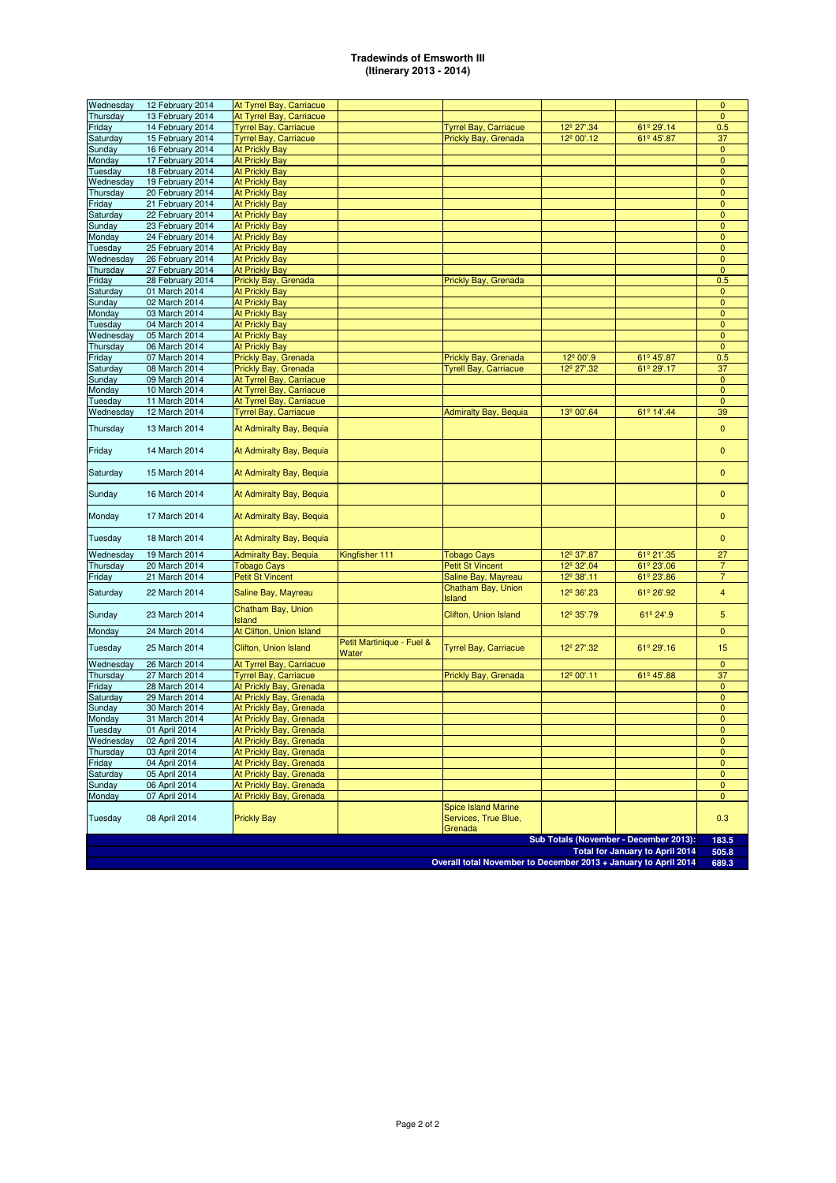**Tradewinds of Emsworth III**
**(Itinerary 2013 - 2014)**

| | | | | | | | |
|---|---|---|---|---|---|---|---|
| Wednesday | 12 February 2014 | At Tyrrel Bay, Carriacue | | | | | 0 |
| Thursday | 13 February 2014 | At Tyrrel Bay, Carriacue | | | | | 0 |
| Friday | 14 February 2014 | Tyrrel Bay, Carriacue | | Tyrrel Bay, Carriacue | 12º 27'.34 | 61º 29'.14 | 0.5 |
| Saturday | 15 February 2014 | Tyrrel Bay, Carriacue | | Prickly Bay, Grenada | 12º 00'.12 | 61º 45'.87 | 37 |
| Sunday | 16 February 2014 | At Prickly Bay | | | | | 0 |
| Monday | 17 February 2014 | At Prickly Bay | | | | | 0 |
| Tuesday | 18 February 2014 | At Prickly Bay | | | | | 0 |
| Wednesday | 19 February 2014 | At Prickly Bay | | | | | 0 |
| Thursday | 20 February 2014 | At Prickly Bay | | | | | 0 |
| Friday | 21 February 2014 | At Prickly Bay | | | | | 0 |
| Saturday | 22 February 2014 | At Prickly Bay | | | | | 0 |
| Sunday | 23 February 2014 | At Prickly Bay | | | | | 0 |
| Monday | 24 February 2014 | At Prickly Bay | | | | | 0 |
| Tuesday | 25 February 2014 | At Prickly Bay | | | | | 0 |
| Wednesday | 26 February 2014 | At Prickly Bay | | | | | 0 |
| Thursday | 27 February 2014 | At Prickly Bay | | | | | 0 |
| Friday | 28 February 2014 | Prickly Bay, Grenada | | Prickly Bay, Grenada | | | 0.5 |
| Saturday | 01 March 2014 | At Prickly Bay | | | | | 0 |
| Sunday | 02 March 2014 | At Prickly Bay | | | | | 0 |
| Monday | 03 March 2014 | At Prickly Bay | | | | | 0 |
| Tuesday | 04 March 2014 | At Prickly Bay | | | | | 0 |
| Wednesday | 05 March 2014 | At Prickly Bay | | | | | 0 |
| Thursday | 06 March 2014 | At Prickly Bay | | | | | 0 |
| Friday | 07 March 2014 | Prickly Bay, Grenada | | Prickly Bay, Grenada | 12º 00'.9 | 61º 45'.87 | 0.5 |
| Saturday | 08 March 2014 | Prickly Bay, Grenada | | Tyrell Bay, Carriacue | 12º 27'.32 | 61º 29'.17 | 37 |
| Sunday | 09 March 2014 | At Tyrrel Bay, Carriacue | | | | | 0 |
| Monday | 10 March 2014 | At Tyrrel Bay, Carriacue | | | | | 0 |
| Tuesday | 11 March 2014 | At Tyrrel Bay, Carriacue | | | | | 0 |
| Wednesday | 12 March 2014 | Tyrrel Bay, Carriacue | | Admiralty Bay, Bequia | 13º 00'.64 | 61º 14'.44 | 39 |
| Thursday | 13 March 2014 | At Admiralty Bay, Bequia | | | | | 0 |
| Friday | 14 March 2014 | At Admiralty Bay, Bequia | | | | | 0 |
| Saturday | 15 March 2014 | At Admiralty Bay, Bequia | | | | | 0 |
| Sunday | 16 March 2014 | At Admiralty Bay, Bequia | | | | | 0 |
| Monday | 17 March 2014 | At Admiralty Bay, Bequia | | | | | 0 |
| Tuesday | 18 March 2014 | At Admiralty Bay, Bequia | | | | | 0 |
| Wednesday | 19 March 2014 | Admiralty Bay, Bequia | Kingfisher 111 | Tobago Cays | 12º 37'.87 | 61º 21'.35 | 27 |
| Thursday | 20 March 2014 | Tobago Cays | | Petit St Vincent | 12º 32'.04 | 61º 23'.06 | 7 |
| Friday | 21 March 2014 | Petit St Vincent | | Saline Bay, Mayreau | 12º 38'.11 | 61º 23'.86 | 7 |
| Saturday | 22 March 2014 | Saline Bay, Mayreau | | Chatham Bay, Union Island | 12º 36'.23 | 61º 26'.92 | 4 |
| Sunday | 23 March 2014 | Chatham Bay, Union Island | | Clifton, Union Island | 12º 35'.79 | 61º 24'.9 | 5 |
| Monday | 24 March 2014 | At Clifton, Union Island | | | | | 0 |
| Tuesday | 25 March 2014 | Clifton, Union Island | Petit Martinique - Fuel & Water | Tyrrel Bay, Carriacue | 12º 27'.32 | 61º 29'.16 | 15 |
| Wednesday | 26 March 2014 | At Tyrrel Bay, Carriacue | | | | | 0 |
| Thursday | 27 March 2014 | Tyrrel Bay, Carriacue | | Prickly Bay, Grenada | 12º 00'.11 | 61º 45'.88 | 37 |
| Friday | 28 March 2014 | At Prickly Bay, Grenada | | | | | 0 |
| Saturday | 29 March 2014 | At Prickly Bay, Grenada | | | | | 0 |
| Sunday | 30 March 2014 | At Prickly Bay, Grenada | | | | | 0 |
| Monday | 31 March 2014 | At Prickly Bay, Grenada | | | | | 0 |
| Tuesday | 01 April 2014 | At Prickly Bay, Grenada | | | | | 0 |
| Wednesday | 02 April 2014 | At Prickly Bay, Grenada | | | | | 0 |
| Thursday | 03 April 2014 | At Prickly Bay, Grenada | | | | | 0 |
| Friday | 04 April 2014 | At Prickly Bay, Grenada | | | | | 0 |
| Saturday | 05 April 2014 | At Prickly Bay, Grenada | | | | | 0 |
| Sunday | 06 April 2014 | At Prickly Bay, Grenada | | | | | 0 |
| Monday | 07 April 2014 | At Prickly Bay, Grenada | | | | | 0 |
| Tuesday | 08 April 2014 | Prickly Bay | | Spice Island Marine Services, True Blue, Grenada | | | 0.3 |
| | | | | | | **Sub Totals (November - December 2013):** | **183.5** |
| | | | | | | **Total for January to April 2014** | **505.8** |
| | | | | | | **Overall total November to December 2013 + January to April 2014** | **689.3** |